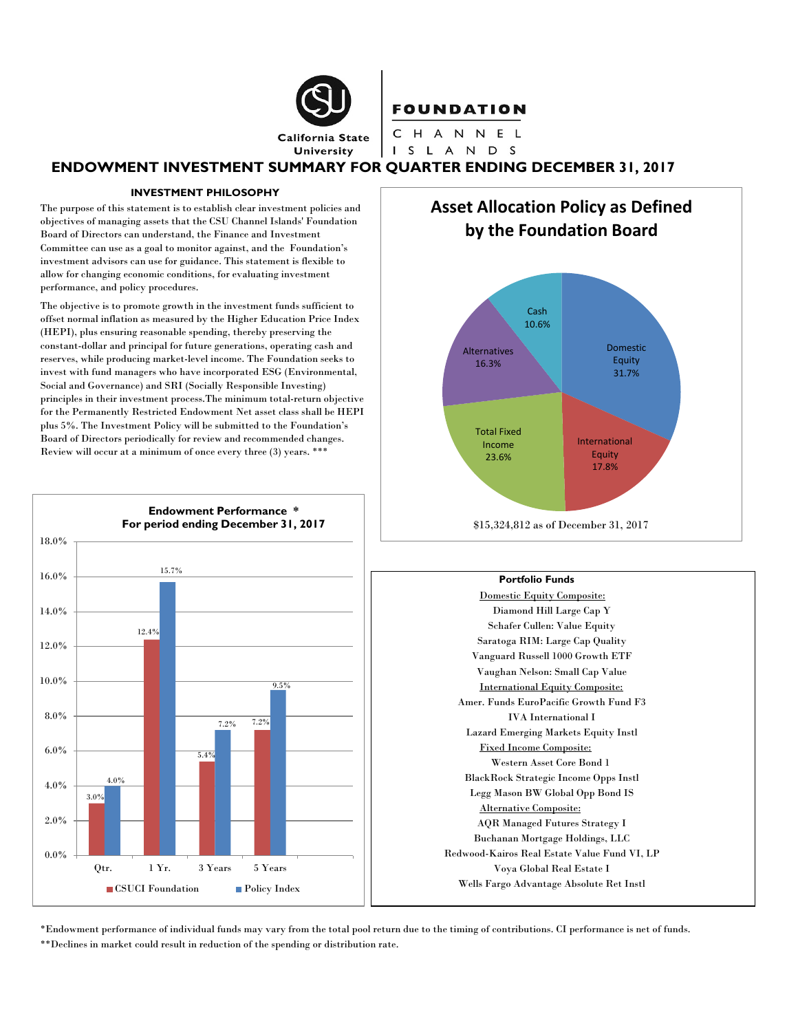California State University

# FOUNDATION CHANNEL ISLANDS

## ENDOWMENT INVESTMENT SUMMARY FOR QUARTER ENDING DECEMBER 31, 2017

### INVESTMENT PHILOSOPHY

The purpose of this statement is to establish clear investment policies and objectives of managing assets that the CSU Channel Islands' Foundation Board of Directors can understand, the Finance and Investment Committee can use as a goal to monitor against, and the Foundation's investment advisors can use for guidance. This statement is flexible to allow for changing economic conditions, for evaluating investment performance, and policy procedures.

The objective is to promote growth in the investment funds sufficient to offset normal inflation as measured by the Higher Education Price Index (HEPI), plus ensuring reasonable spending, thereby preserving the constant-dollar and principal for future generations, operating cash and reserves, while producing market-level income. The Foundation seeks to invest with fund managers who have incorporated ESG (Environmental, Social and Governance) and SRI (Socially Responsible Investing) principles in their investment process.The minimum total-return objective for the Permanently Restricted Endowment Net asset class shall be HEPI plus 5%. The Investment Policy will be submitted to the Foundation's Board of Directors periodically for review and recommended changes. Review will occur at a minimum of once every three (3) years. ***

### Asset Allocation Policy as Defined by the Foundation Board

| Asset Class | Allocation |
|---|---|
| Domestic Equity | 31.7% |
| International Equity | 17.8% |
| Total Fixed Income | 23.6% |
| Alternatives | 16.3% |
| Cash | 10.6% |

$15,324,812 as of December 31, 2017

### Endowment Performance * For period ending December 31, 2017

| Period | CSUCI Foundation | Policy Index |
|---|---|---|
| Qtr. | 3.0% | 4.0% |
| 1 Yr. | 12.4% | 15.7% |
| 3 Years | 5.4% | 7.2% |
| 5 Years | 7.2% | 9.5% |

### Portfolio Funds

Domestic Equity Composite:
- Diamond Hill Large Cap Y
- Schafer Cullen: Value Equity
- Saratoga RIM: Large Cap Quality
- Vanguard Russell 1000 Growth ETF
- Vaughan Nelson: Small Cap Value

International Equity Composite:
- Amer. Funds EuroPacific Growth Fund F3
- IVA International I
- Lazard Emerging Markets Equity Instl

Fixed Income Composite:
- Western Asset Core Bond 1
- BlackRock Strategic Income Opps Instl
- Legg Mason BW Global Opp Bond IS

Alternative Composite:
- AQR Managed Futures Strategy I
- Buchanan Mortgage Holdings, LLC
- Redwood-Kairos Real Estate Value Fund VI, LP
- Voya Global Real Estate I
- Wells Fargo Advantage Absolute Ret Instl

*Endowment performance of individual funds may vary from the total pool return due to the timing of contributions. CI performance is net of funds.

**Declines in market could result in reduction of the spending or distribution rate.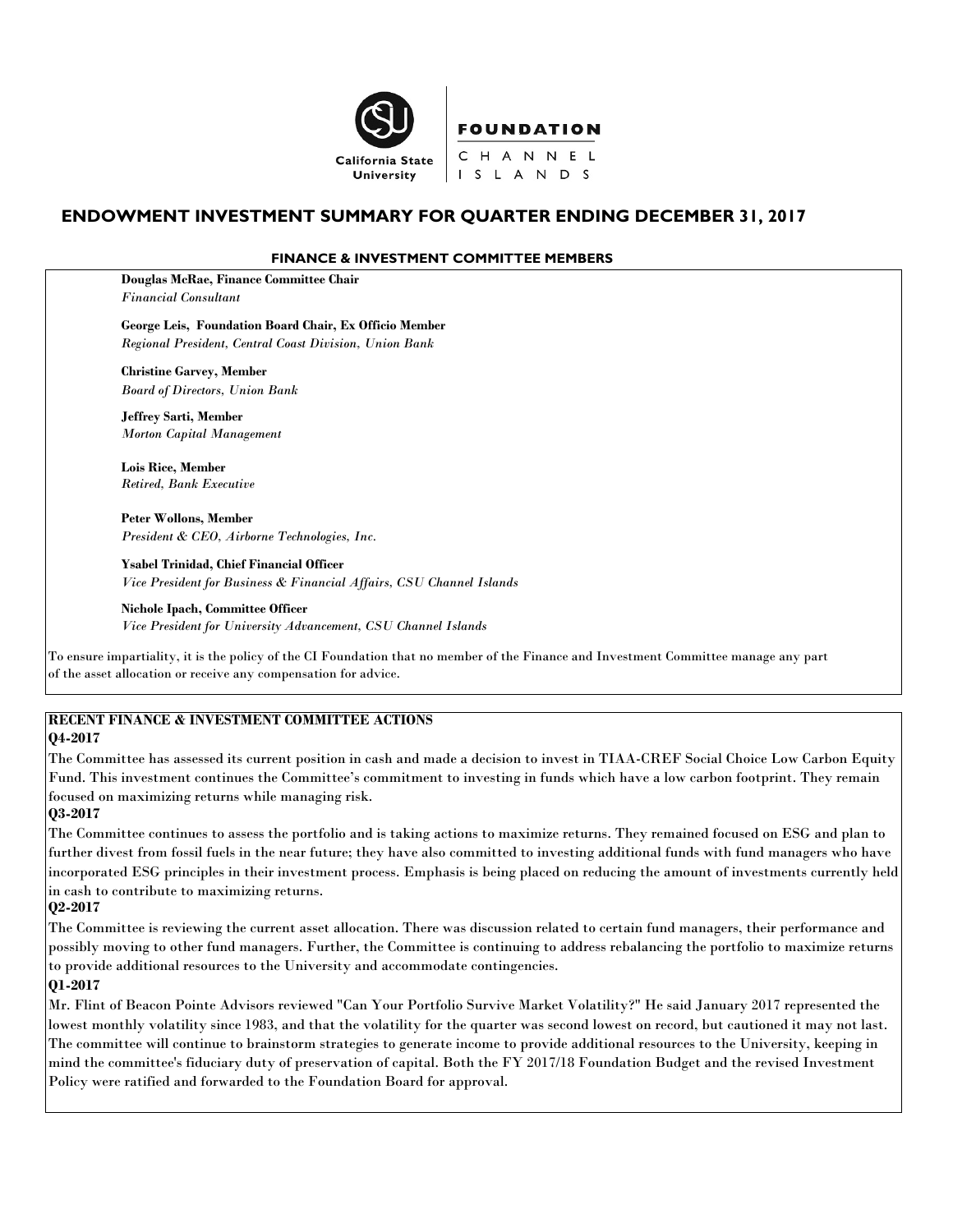**FOUNDATION**

CHANNEL ISLANDS

California State University

# ENDOWMENT INVESTMENT SUMMARY FOR QUARTER ENDING DECEMBER 31, 2017

## FINANCE & INVESTMENT COMMITTEE MEMBERS

**Douglas McRae, Finance Committee Chair**
*Financial Consultant*

**George Leis, Foundation Board Chair, Ex Officio Member**
*Regional President, Central Coast Division, Union Bank*

**Christine Garvey, Member**
*Board of Directors, Union Bank*

**Jeffrey Sarti, Member**
*Morton Capital Management*

**Lois Rice, Member**
*Retired, Bank Executive*

**Peter Wollons, Member**
*President & CEO, Airborne Technologies, Inc.*

**Ysabel Trinidad, Chief Financial Officer**
*Vice President for Business & Financial Affairs, CSU Channel Islands*

**Nichole Ipach, Committee Officer**
*Vice President for University Advancement, CSU Channel Islands*

To ensure impartiality, it is the policy of the CI Foundation that no member of the Finance and Investment Committee manage any part of the asset allocation or receive any compensation for advice.

## RECENT FINANCE & INVESTMENT COMMITTEE ACTIONS

**Q4-2017**

The Committee has assessed its current position in cash and made a decision to invest in TIAA-CREF Social Choice Low Carbon Equity Fund. This investment continues the Committee's commitment to investing in funds which have a low carbon footprint. They remain focused on maximizing returns while managing risk.

**Q3-2017**

The Committee continues to assess the portfolio and is taking actions to maximize returns. They remained focused on ESG and plan to further divest from fossil fuels in the near future; they have also committed to investing additional funds with fund managers who have incorporated ESG principles in their investment process. Emphasis is being placed on reducing the amount of investments currently held in cash to contribute to maximizing returns.

**Q2-2017**

The Committee is reviewing the current asset allocation. There was discussion related to certain fund managers, their performance and possibly moving to other fund managers. Further, the Committee is continuing to address rebalancing the portfolio to maximize returns to provide additional resources to the University and accommodate contingencies.

**Q1-2017**

Mr. Flint of Beacon Pointe Advisors reviewed "Can Your Portfolio Survive Market Volatility?" He said January 2017 represented the lowest monthly volatility since 1983, and that the volatility for the quarter was second lowest on record, but cautioned it may not last. The committee will continue to brainstorm strategies to generate income to provide additional resources to the University, keeping in mind the committee's fiduciary duty of preservation of capital. Both the FY 2017/18 Foundation Budget and the revised Investment Policy were ratified and forwarded to the Foundation Board for approval.